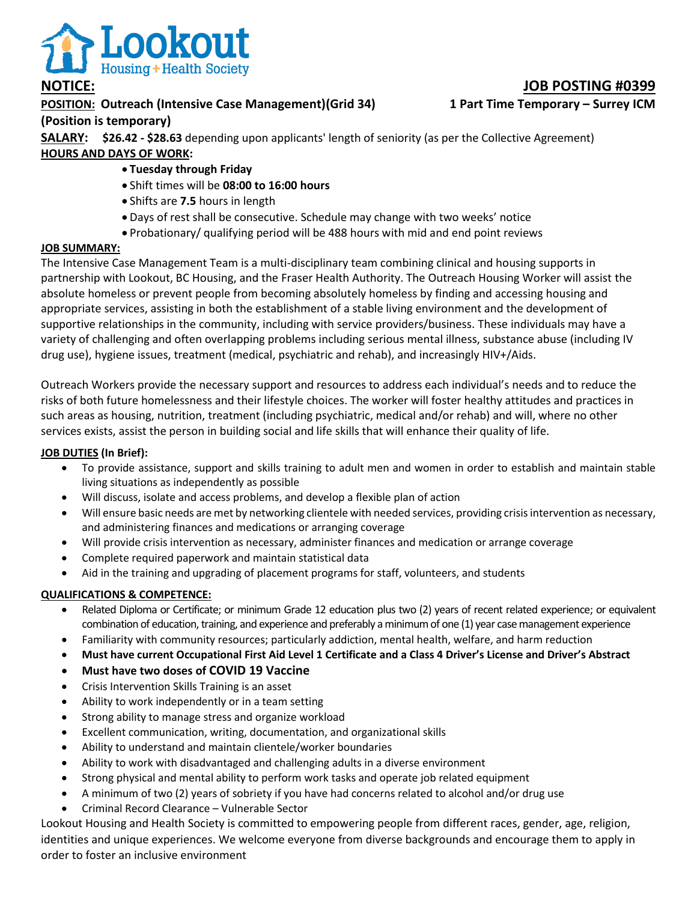# Lookout Housing + Health Society

**NOTICE:** **JOB POSTING #0399**

**POSITION: Outreach (Intensive Case Management)(Grid 34) (Position is temporary)** **1 Part Time Temporary – Surrey ICM**

**SALARY: $26.42 - $28.63** depending upon applicants' length of seniority (as per the Collective Agreement)

**HOURS AND DAYS OF WORK:**

- **Tuesday through Friday**
- Shift times will be **08:00 to 16:00 hours**
- Shifts are **7.5** hours in length
- Days of rest shall be consecutive. Schedule may change with two weeks' notice
- Probationary/ qualifying period will be 488 hours with mid and end point reviews

**JOB SUMMARY:**

The Intensive Case Management Team is a multi-disciplinary team combining clinical and housing supports in partnership with Lookout, BC Housing, and the Fraser Health Authority. The Outreach Housing Worker will assist the absolute homeless or prevent people from becoming absolutely homeless by finding and accessing housing and appropriate services, assisting in both the establishment of a stable living environment and the development of supportive relationships in the community, including with service providers/business. These individuals may have a variety of challenging and often overlapping problems including serious mental illness, substance abuse (including IV drug use), hygiene issues, treatment (medical, psychiatric and rehab), and increasingly HIV+/Aids.

Outreach Workers provide the necessary support and resources to address each individual's needs and to reduce the risks of both future homelessness and their lifestyle choices. The worker will foster healthy attitudes and practices in such areas as housing, nutrition, treatment (including psychiatric, medical and/or rehab) and will, where no other services exists, assist the person in building social and life skills that will enhance their quality of life.

**JOB DUTIES (In Brief):**

- To provide assistance, support and skills training to adult men and women in order to establish and maintain stable living situations as independently as possible
- Will discuss, isolate and access problems, and develop a flexible plan of action
- Will ensure basic needs are met by networking clientele with needed services, providing crisis intervention as necessary, and administering finances and medications or arranging coverage
- Will provide crisis intervention as necessary, administer finances and medication or arrange coverage
- Complete required paperwork and maintain statistical data
- Aid in the training and upgrading of placement programs for staff, volunteers, and students

**QUALIFICATIONS & COMPETENCE:**

- Related Diploma or Certificate; or minimum Grade 12 education plus two (2) years of recent related experience; or equivalent combination of education, training, and experience and preferably a minimum of one (1) year case management experience
- Familiarity with community resources; particularly addiction, mental health, welfare, and harm reduction
- **Must have current Occupational First Aid Level 1 Certificate and a Class 4 Driver's License and Driver's Abstract**
- **Must have two doses of COVID 19 Vaccine**
- Crisis Intervention Skills Training is an asset
- Ability to work independently or in a team setting
- Strong ability to manage stress and organize workload
- Excellent communication, writing, documentation, and organizational skills
- Ability to understand and maintain clientele/worker boundaries
- Ability to work with disadvantaged and challenging adults in a diverse environment
- Strong physical and mental ability to perform work tasks and operate job related equipment
- A minimum of two (2) years of sobriety if you have had concerns related to alcohol and/or drug use
- Criminal Record Clearance – Vulnerable Sector

Lookout Housing and Health Society is committed to empowering people from different races, gender, age, religion, identities and unique experiences. We welcome everyone from diverse backgrounds and encourage them to apply in order to foster an inclusive environment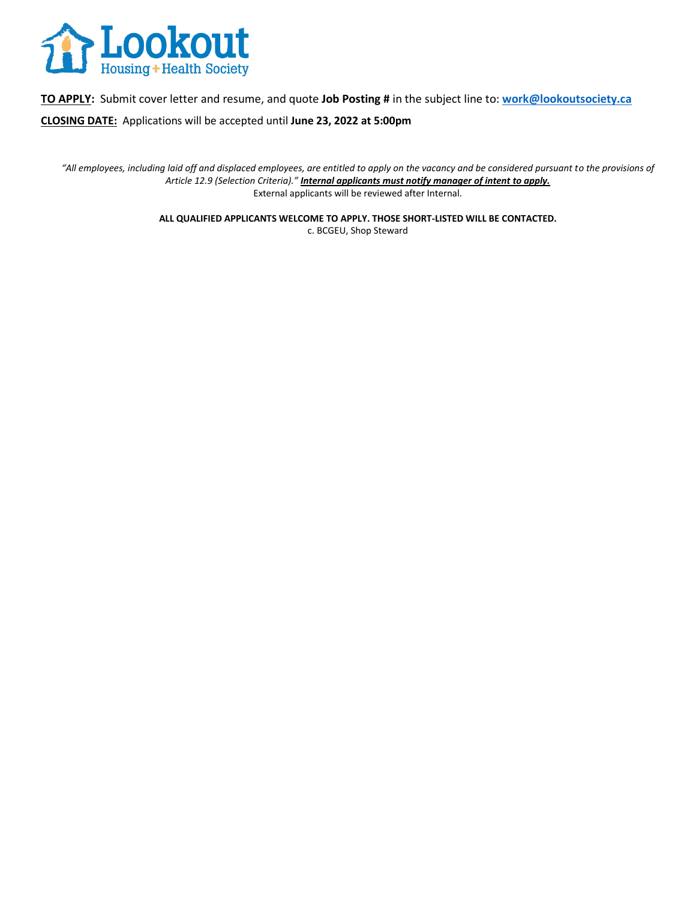Lookout Housing + Health Society

**TO APPLY:** Submit cover letter and resume, and quote **Job Posting #** in the subject line to: **work@lookoutsociety.ca**

**CLOSING DATE:** Applications will be accepted until **June 23, 2022 at 5:00pm**

*"All employees, including laid off and displaced employees, are entitled to apply on the vacancy and be considered pursuant to the provisions of Article 12.9 (Selection Criteria)."* ***Internal applicants must notify manager of intent to apply.***
External applicants will be reviewed after Internal.

**ALL QUALIFIED APPLICANTS WELCOME TO APPLY. THOSE SHORT-LISTED WILL BE CONTACTED.**
c. BCGEU, Shop Steward